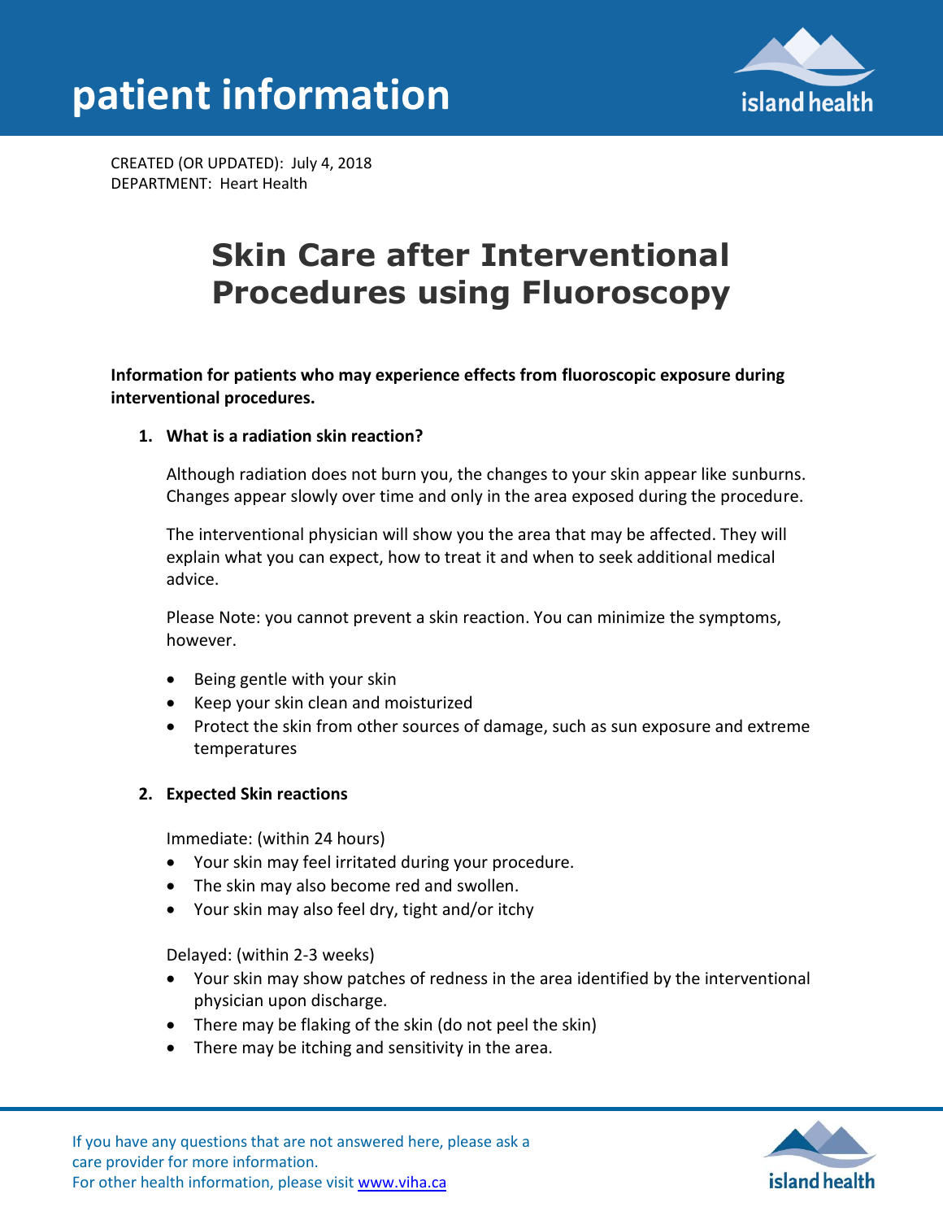# patient information

CREATED (OR UPDATED): July 4, 2018
DEPARTMENT: Heart Health

## Skin Care after Interventional Procedures using Fluoroscopy

**Information for patients who may experience effects from fluoroscopic exposure during interventional procedures.**

1. **What is a radiation skin reaction?**

   Although radiation does not burn you, the changes to your skin appear like sunburns. Changes appear slowly over time and only in the area exposed during the procedure.

   The interventional physician will show you the area that may be affected. They will explain what you can expect, how to treat it and when to seek additional medical advice.

   Please Note: you cannot prevent a skin reaction. You can minimize the symptoms, however.

   - Being gentle with your skin
   - Keep your skin clean and moisturized
   - Protect the skin from other sources of damage, such as sun exposure and extreme temperatures

2. **Expected Skin reactions**

   Immediate: (within 24 hours)
   - Your skin may feel irritated during your procedure.
   - The skin may also become red and swollen.
   - Your skin may also feel dry, tight and/or itchy

   Delayed: (within 2-3 weeks)
   - Your skin may show patches of redness in the area identified by the interventional physician upon discharge.
   - There may be flaking of the skin (do not peel the skin)
   - There may be itching and sensitivity in the area.

If you have any questions that are not answered here, please ask a care provider for more information.
For other health information, please visit www.viha.ca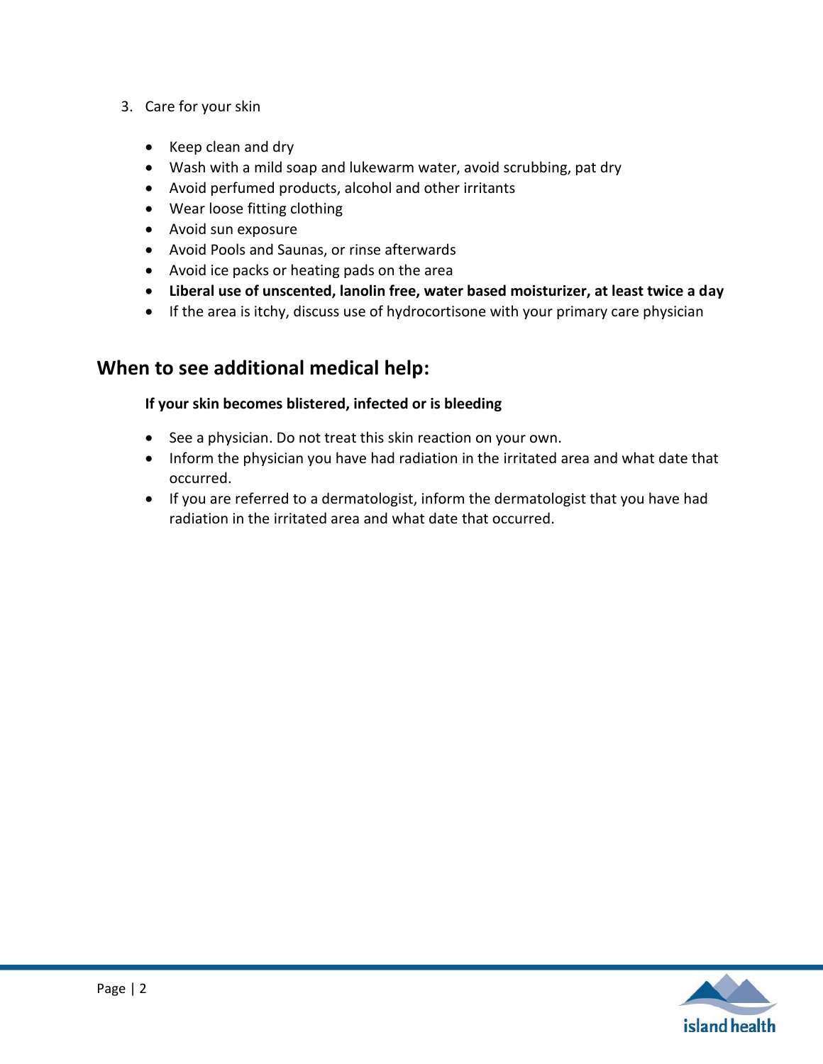3. Care for your skin

- Keep clean and dry
- Wash with a mild soap and lukewarm water, avoid scrubbing, pat dry
- Avoid perfumed products, alcohol and other irritants
- Wear loose fitting clothing
- Avoid sun exposure
- Avoid Pools and Saunas, or rinse afterwards
- Avoid ice packs or heating pads on the area
- **Liberal use of unscented, lanolin free, water based moisturizer, at least twice a day**
- If the area is itchy, discuss use of hydrocortisone with your primary care physician

## When to see additional medical help:

**If your skin becomes blistered, infected or is bleeding**

- See a physician. Do not treat this skin reaction on your own.
- Inform the physician you have had radiation in the irritated area and what date that occurred.
- If you are referred to a dermatologist, inform the dermatologist that you have had radiation in the irritated area and what date that occurred.